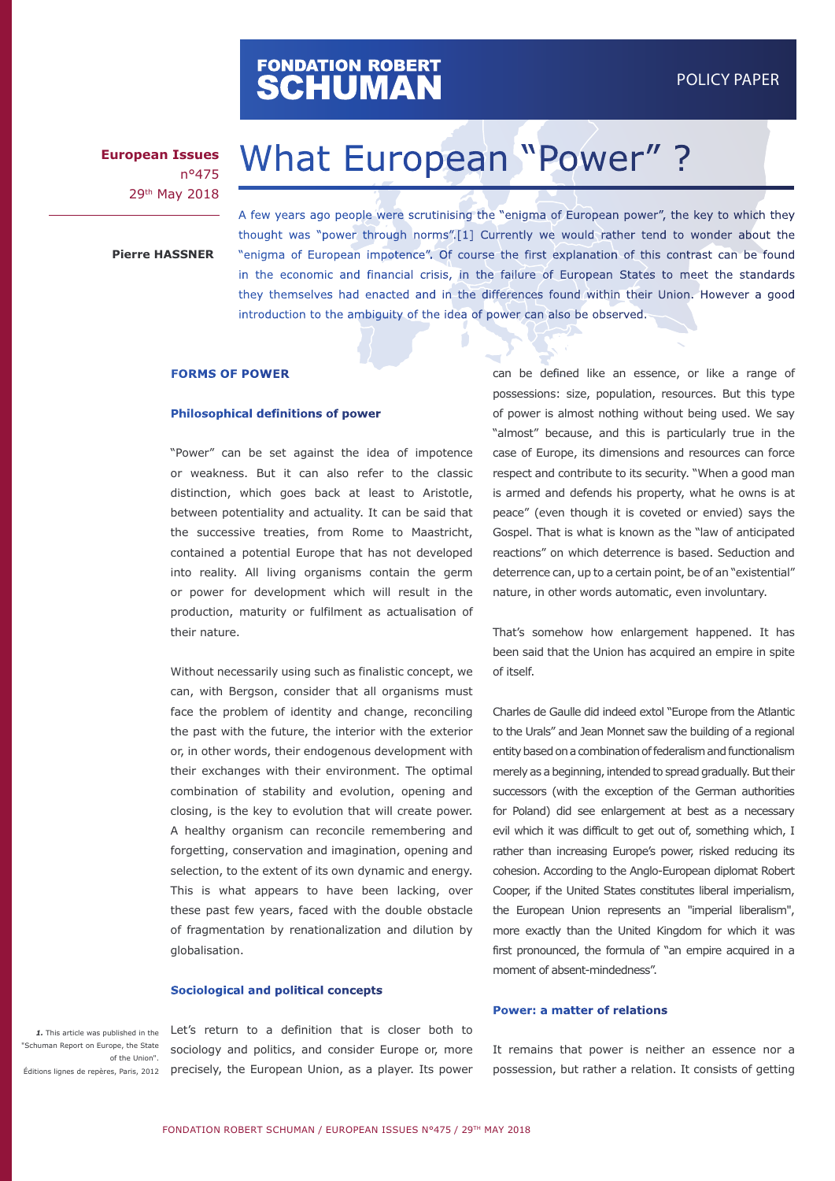FONDATION ROBERT SCHUMAN

POLICY PAPER

**European Issues**
n°475
29th May 2018

**Pierre HASSNER**

# What European "Power" ?

A few years ago people were scrutinising the "enigma of European power", the key to which they thought was "power through norms".[1] Currently we would rather tend to wonder about the "enigma of European impotence". Of course the first explanation of this contrast can be found in the economic and financial crisis, in the failure of European States to meet the standards they themselves had enacted and in the differences found within their Union. However a good introduction to the ambiguity of the idea of power can also be observed.

## FORMS OF POWER

### Philosophical definitions of power

"Power" can be set against the idea of impotence or weakness. But it can also refer to the classic distinction, which goes back at least to Aristotle, between potentiality and actuality. It can be said that the successive treaties, from Rome to Maastricht, contained a potential Europe that has not developed into reality. All living organisms contain the germ or power for development which will result in the production, maturity or fulfilment as actualisation of their nature.

Without necessarily using such as finalistic concept, we can, with Bergson, consider that all organisms must face the problem of identity and change, reconciling the past with the future, the interior with the exterior or, in other words, their endogenous development with their exchanges with their environment. The optimal combination of stability and evolution, opening and closing, is the key to evolution that will create power. A healthy organism can reconcile remembering and forgetting, conservation and imagination, opening and selection, to the extent of its own dynamic and energy. This is what appears to have been lacking, over these past few years, faced with the double obstacle of fragmentation by renationalization and dilution by globalisation.

### Sociological and political concepts

Let's return to a definition that is closer both to sociology and politics, and consider Europe or, more precisely, the European Union, as a player. Its power can be defined like an essence, or like a range of possessions: size, population, resources. But this type of power is almost nothing without being used. We say "almost" because, and this is particularly true in the case of Europe, its dimensions and resources can force respect and contribute to its security. "When a good man is armed and defends his property, what he owns is at peace" (even though it is coveted or envied) says the Gospel. That is what is known as the "law of anticipated reactions" on which deterrence is based. Seduction and deterrence can, up to a certain point, be of an "existential" nature, in other words automatic, even involuntary.

That's somehow how enlargement happened. It has been said that the Union has acquired an empire in spite of itself.

Charles de Gaulle did indeed extol "Europe from the Atlantic to the Urals" and Jean Monnet saw the building of a regional entity based on a combination of federalism and functionalism merely as a beginning, intended to spread gradually. But their successors (with the exception of the German authorities for Poland) did see enlargement at best as a necessary evil which it was difficult to get out of, something which, I rather than increasing Europe's power, risked reducing its cohesion. According to the Anglo-European diplomat Robert Cooper, if the United States constitutes liberal imperialism, the European Union represents an "imperial liberalism", more exactly than the United Kingdom for which it was first pronounced, the formula of "an empire acquired in a moment of absent-mindedness".

### Power: a matter of relations

It remains that power is neither an essence nor a possession, but rather a relation. It consists of getting

*1.* This article was published in the "Schuman Report on Europe, the State of the Union". Éditions lignes de repères, Paris, 2012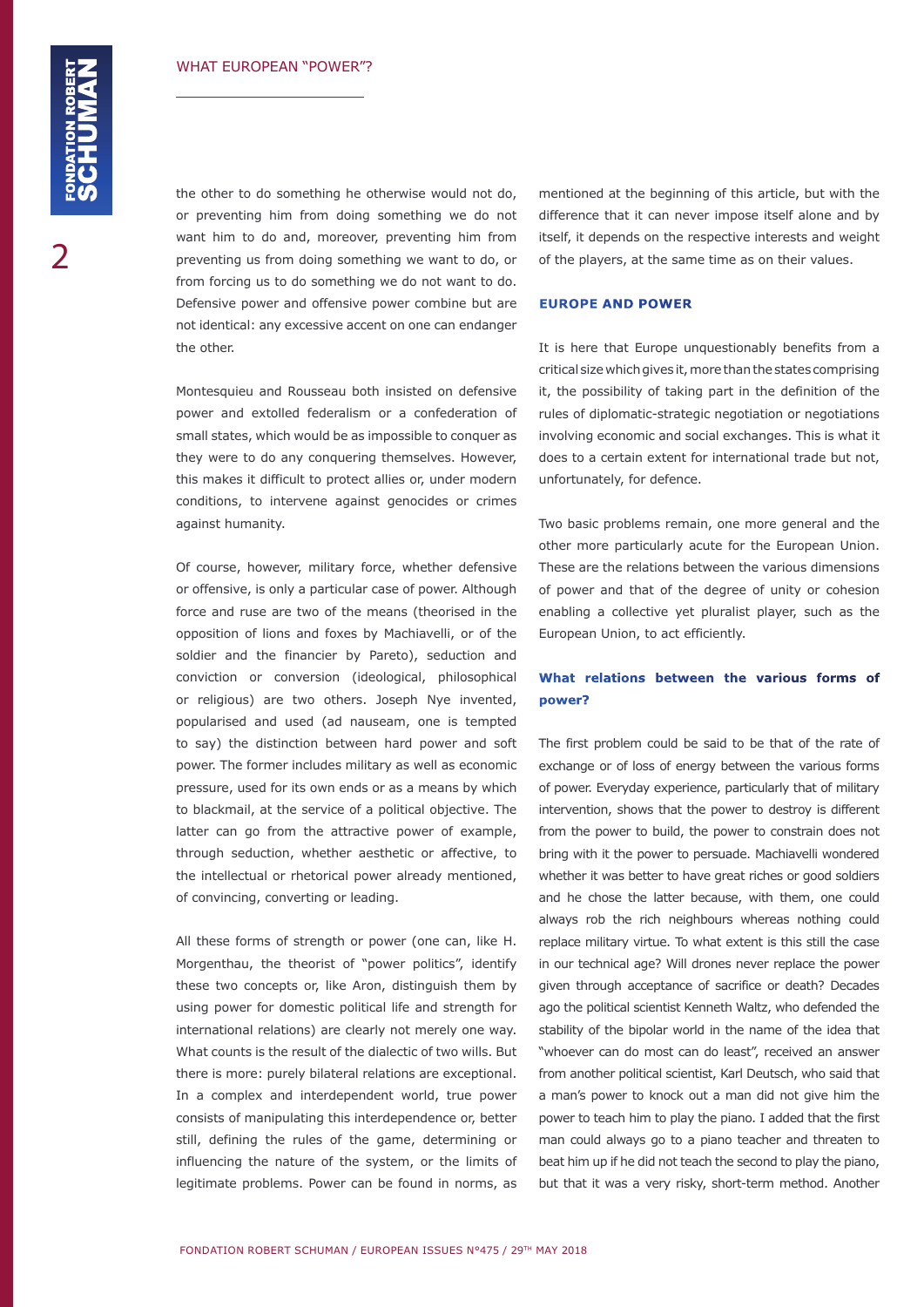the other to do something he otherwise would not do, or preventing him from doing something we do not want him to do and, moreover, preventing him from preventing us from doing something we want to do, or from forcing us to do something we do not want to do. Defensive power and offensive power combine but are not identical: any excessive accent on one can endanger the other.

Montesquieu and Rousseau both insisted on defensive power and extolled federalism or a confederation of small states, which would be as impossible to conquer as they were to do any conquering themselves. However, this makes it difficult to protect allies or, under modern conditions, to intervene against genocides or crimes against humanity.

Of course, however, military force, whether defensive or offensive, is only a particular case of power. Although force and ruse are two of the means (theorised in the opposition of lions and foxes by Machiavelli, or of the soldier and the financier by Pareto), seduction and conviction or conversion (ideological, philosophical or religious) are two others. Joseph Nye invented, popularised and used (ad nauseam, one is tempted to say) the distinction between hard power and soft power. The former includes military as well as economic pressure, used for its own ends or as a means by which to blackmail, at the service of a political objective. The latter can go from the attractive power of example, through seduction, whether aesthetic or affective, to the intellectual or rhetorical power already mentioned, of convincing, converting or leading.

All these forms of strength or power (one can, like H. Morgenthau, the theorist of "power politics", identify these two concepts or, like Aron, distinguish them by using power for domestic political life and strength for international relations) are clearly not merely one way. What counts is the result of the dialectic of two wills. But there is more: purely bilateral relations are exceptional. In a complex and interdependent world, true power consists of manipulating this interdependence or, better still, defining the rules of the game, determining or influencing the nature of the system, or the limits of legitimate problems. Power can be found in norms, as mentioned at the beginning of this article, but with the difference that it can never impose itself alone and by itself, it depends on the respective interests and weight of the players, at the same time as on their values.

## EUROPE AND POWER

It is here that Europe unquestionably benefits from a critical size which gives it, more than the states comprising it, the possibility of taking part in the definition of the rules of diplomatic-strategic negotiation or negotiations involving economic and social exchanges. This is what it does to a certain extent for international trade but not, unfortunately, for defence.

Two basic problems remain, one more general and the other more particularly acute for the European Union. These are the relations between the various dimensions of power and that of the degree of unity or cohesion enabling a collective yet pluralist player, such as the European Union, to act efficiently.

### What relations between the various forms of power?

The first problem could be said to be that of the rate of exchange or of loss of energy between the various forms of power. Everyday experience, particularly that of military intervention, shows that the power to destroy is different from the power to build, the power to constrain does not bring with it the power to persuade. Machiavelli wondered whether it was better to have great riches or good soldiers and he chose the latter because, with them, one could always rob the rich neighbours whereas nothing could replace military virtue. To what extent is this still the case in our technical age? Will drones never replace the power given through acceptance of sacrifice or death? Decades ago the political scientist Kenneth Waltz, who defended the stability of the bipolar world in the name of the idea that "whoever can do most can do least", received an answer from another political scientist, Karl Deutsch, who said that a man's power to knock out a man did not give him the power to teach him to play the piano. I added that the first man could always go to a piano teacher and threaten to beat him up if he did not teach the second to play the piano, but that it was a very risky, short-term method. Another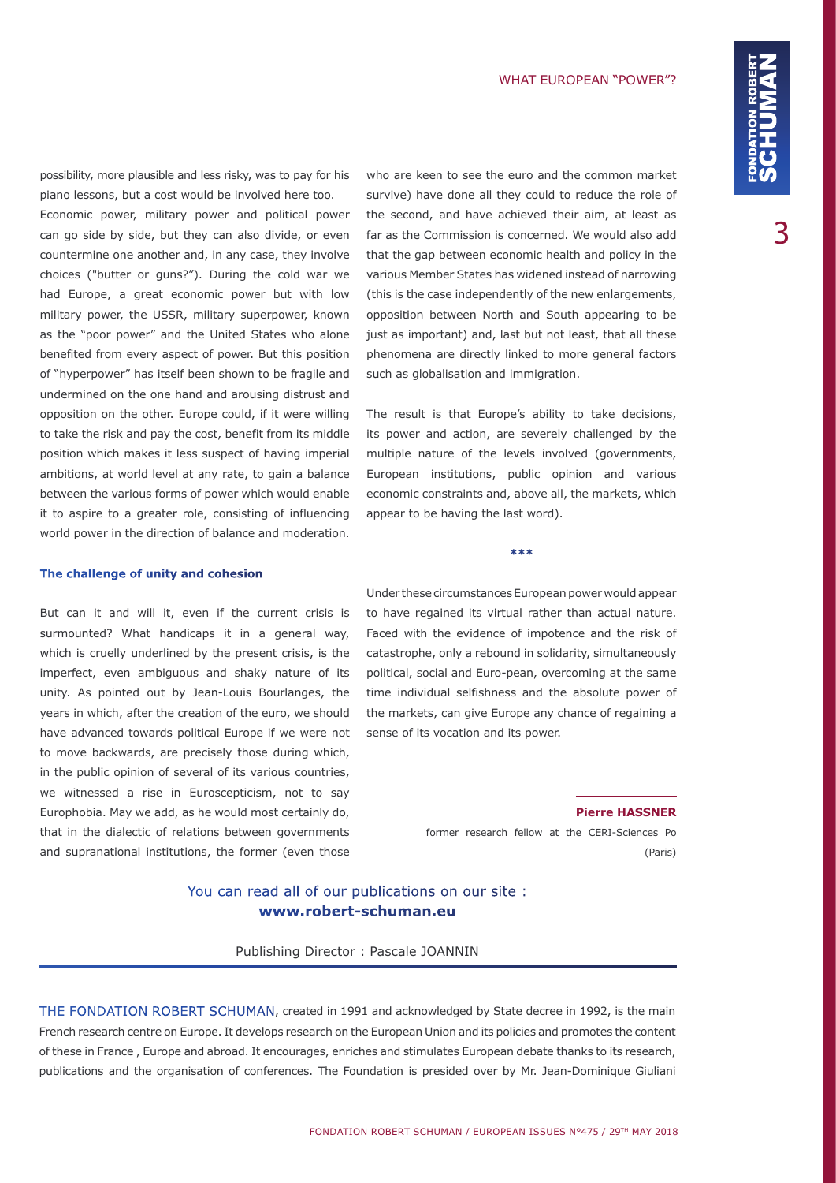possibility, more plausible and less risky, was to pay for his piano lessons, but a cost would be involved here too.

Economic power, military power and political power can go side by side, but they can also divide, or even countermine one another and, in any case, they involve choices ("butter or guns?"). During the cold war we had Europe, a great economic power but with low military power, the USSR, military superpower, known as the "poor power" and the United States who alone benefited from every aspect of power. But this position of "hyperpower" has itself been shown to be fragile and undermined on the one hand and arousing distrust and opposition on the other. Europe could, if it were willing to take the risk and pay the cost, benefit from its middle position which makes it less suspect of having imperial ambitions, at world level at any rate, to gain a balance between the various forms of power which would enable it to aspire to a greater role, consisting of influencing world power in the direction of balance and moderation.

### The challenge of unity and cohesion

But can it and will it, even if the current crisis is surmounted? What handicaps it in a general way, which is cruelly underlined by the present crisis, is the imperfect, even ambiguous and shaky nature of its unity. As pointed out by Jean-Louis Bourlanges, the years in which, after the creation of the euro, we should have advanced towards political Europe if we were not to move backwards, are precisely those during which, in the public opinion of several of its various countries, we witnessed a rise in Euroscepticism, not to say Europhobia. May we add, as he would most certainly do, that in the dialectic of relations between governments and supranational institutions, the former (even those who are keen to see the euro and the common market survive) have done all they could to reduce the role of the second, and have achieved their aim, at least as far as the Commission is concerned. We would also add that the gap between economic health and policy in the various Member States has widened instead of narrowing (this is the case independently of the new enlargements, opposition between North and South appearing to be just as important) and, last but not least, that all these phenomena are directly linked to more general factors such as globalisation and immigration.

The result is that Europe's ability to take decisions, its power and action, are severely challenged by the multiple nature of the levels involved (governments, European institutions, public opinion and various economic constraints and, above all, the markets, which appear to be having the last word).

\*\*\*

Under these circumstances European power would appear to have regained its virtual rather than actual nature. Faced with the evidence of impotence and the risk of catastrophe, only a rebound in solidarity, simultaneously political, social and Euro-pean, overcoming at the same time individual selfishness and the absolute power of the markets, can give Europe any chance of regaining a sense of its vocation and its power.

**Pierre HASSNER**

former research fellow at the CERI-Sciences Po (Paris)

You can read all of our publications on our site :
**www.robert-schuman.eu**

Publishing Director : Pascale JOANNIN

THE FONDATION ROBERT SCHUMAN, created in 1991 and acknowledged by State decree in 1992, is the main French research centre on Europe. It develops research on the European Union and its policies and promotes the content of these in France , Europe and abroad. It encourages, enriches and stimulates European debate thanks to its research, publications and the organisation of conferences. The Foundation is presided over by Mr. Jean-Dominique Giuliani